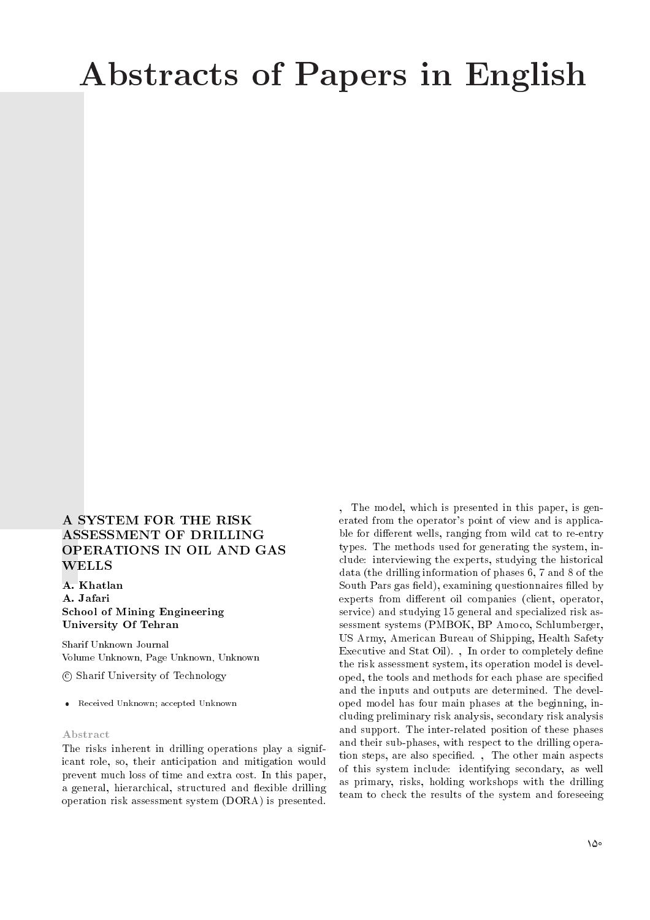# Abstracts of Papers in English

## A SYSTEM FOR THE RISK ASSESSMENT OF DRILLING OPERATIONS IN OIL AND GAS WELLS

**A. Khatlan**
**A. Jafari**
**School of Mining Engineering**
**University Of Tehran**

Sharif Unknown Journal
Volume Unknown, Page Unknown, Unknown

© Sharif University of Technology

- Received Unknown; accepted Unknown

### Abstract

The risks inherent in drilling operations play a significant role, so, their anticipation and mitigation would prevent much loss of time and extra cost. In this paper, a general, hierarchical, structured and flexible drilling operation risk assessment system (DORA) is presented. , The model, which is presented in this paper, is generated from the operator's point of view and is applicable for different wells, ranging from wild cat to re-entry types. The methods used for generating the system, include: interviewing the experts, studying the historical data (the drilling information of phases 6, 7 and 8 of the South Pars gas field), examining questionnaires filled by experts from different oil companies (client, operator, service) and studying 15 general and specialized risk assessment systems (PMBOK, BP Amoco, Schlumberger, US Army, American Bureau of Shipping, Health Safety Executive and Stat Oil). , In order to completely define the risk assessment system, its operation model is developed, the tools and methods for each phase are specified and the inputs and outputs are determined. The developed model has four main phases at the beginning, including preliminary risk analysis, secondary risk analysis and support. The inter-related position of these phases and their sub-phases, with respect to the drilling operation steps, are also specified. , The other main aspects of this system include: identifying secondary, as well as primary, risks, holding workshops with the drilling team to check the results of the system and foreseeing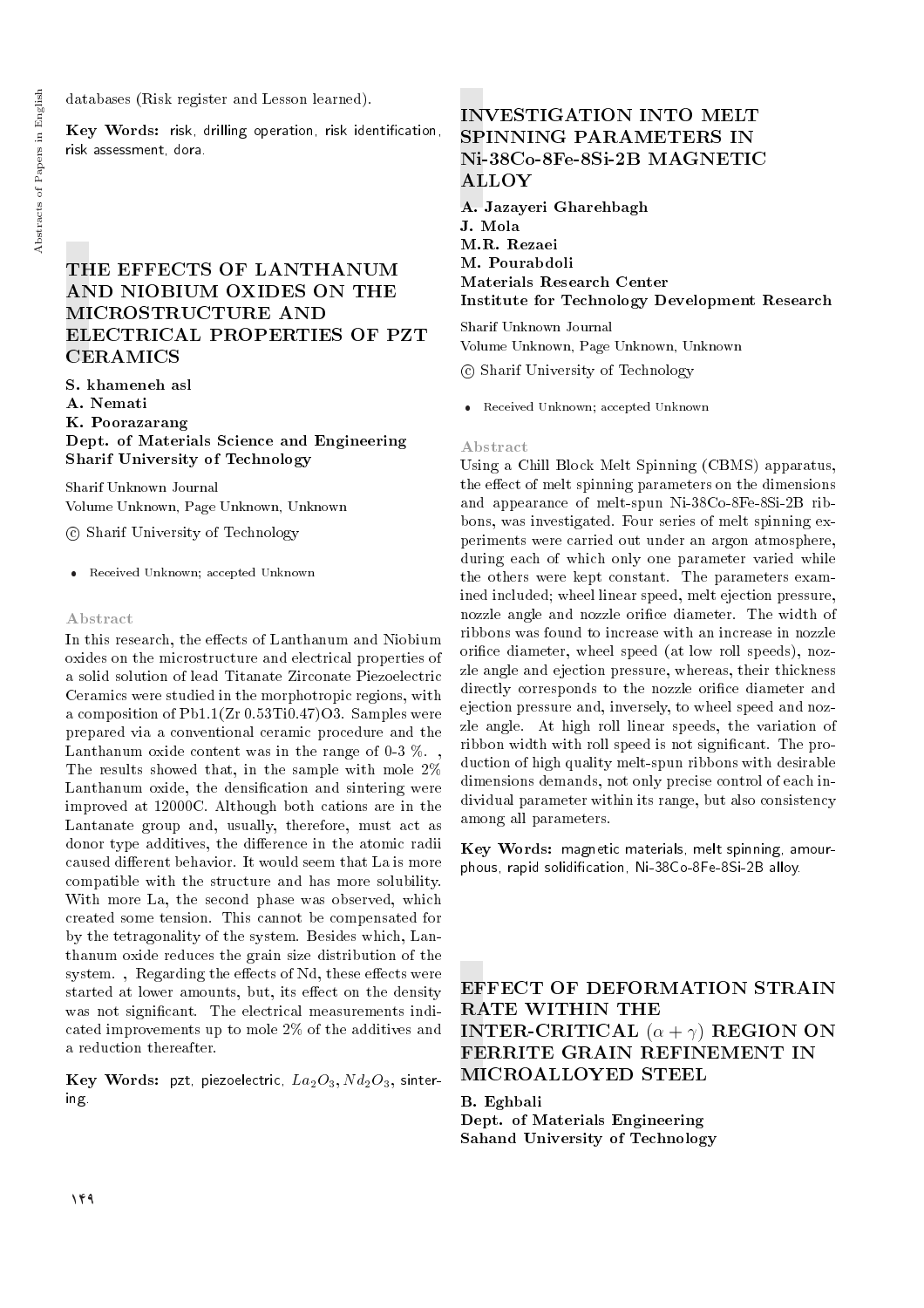databases (Risk register and Lesson learned).

**Key Words:** risk, drilling operation, risk identification, risk assessment, dora.

## THE EFFECTS OF LANTHANUM AND NIOBIUM OXIDES ON THE MICROSTRUCTURE AND ELECTRICAL PROPERTIES OF PZT CERAMICS

**S. khameneh asl**
**A. Nemati**
**K. Poorazarang**
**Dept. of Materials Science and Engineering**
**Sharif University of Technology**

Sharif Unknown Journal
Volume Unknown, Page Unknown, Unknown

© Sharif University of Technology

- Received Unknown; accepted Unknown

### Abstract

In this research, the effects of Lanthanum and Niobium oxides on the microstructure and electrical properties of a solid solution of lead Titanate Zirconate Piezoelectric Ceramics were studied in the morphotropic regions, with a composition of Pb1.1(Zr 0.53Ti0.47)O3. Samples were prepared via a conventional ceramic procedure and the Lanthanum oxide content was in the range of 0-3 %. , The results showed that, in the sample with mole 2% Lanthanum oxide, the densification and sintering were improved at 12000C. Although both cations are in the Lantanate group and, usually, therefore, must act as donor type additives, the difference in the atomic radii caused different behavior. It would seem that La is more compatible with the structure and has more solubility. With more La, the second phase was observed, which created some tension. This cannot be compensated for by the tetragonality of the system. Besides which, Lanthanum oxide reduces the grain size distribution of the system. , Regarding the effects of Nd, these effects were started at lower amounts, but, its effect on the density was not significant. The electrical measurements indicated improvements up to mole 2% of the additives and a reduction thereafter.

**Key Words:** pzt, piezoelectric, $La_2O_3, Nd_2O_3$, sintering.

## INVESTIGATION INTO MELT SPINNING PARAMETERS IN Ni-38Co-8Fe-8Si-2B MAGNETIC ALLOY

**A. Jazayeri Gharehbagh**
**J. Mola**
**M.R. Rezaei**
**M. Pourabdoli**
**Materials Research Center**
**Institute for Technology Development Research**

Sharif Unknown Journal
Volume Unknown, Page Unknown, Unknown

© Sharif University of Technology

- Received Unknown; accepted Unknown

### Abstract

Using a Chill Block Melt Spinning (CBMS) apparatus, the effect of melt spinning parameters on the dimensions and appearance of melt-spun Ni-38Co-8Fe-8Si-2B ribbons, was investigated. Four series of melt spinning experiments were carried out under an argon atmosphere, during each of which only one parameter varied while the others were kept constant. The parameters examined included; wheel linear speed, melt ejection pressure, nozzle angle and nozzle orifice diameter. The width of ribbons was found to increase with an increase in nozzle orifice diameter, wheel speed (at low roll speeds), nozzle angle and ejection pressure, whereas, their thickness directly corresponds to the nozzle orifice diameter and ejection pressure and, inversely, to wheel speed and nozzle angle. At high roll linear speeds, the variation of ribbon width with roll speed is not significant. The production of high quality melt-spun ribbons with desirable dimensions demands, not only precise control of each individual parameter within its range, but also consistency among all parameters.

**Key Words:** magnetic materials, melt spinning, amourphous, rapid solidification, Ni-38Co-8Fe-8Si-2B alloy.

## EFFECT OF DEFORMATION STRAIN RATE WITHIN THE INTER-CRITICAL $(\alpha + \gamma)$ REGION ON FERRITE GRAIN REFINEMENT IN MICROALLOYED STEEL

**B. Eghbali**
**Dept. of Materials Engineering**
**Sahand University of Technology**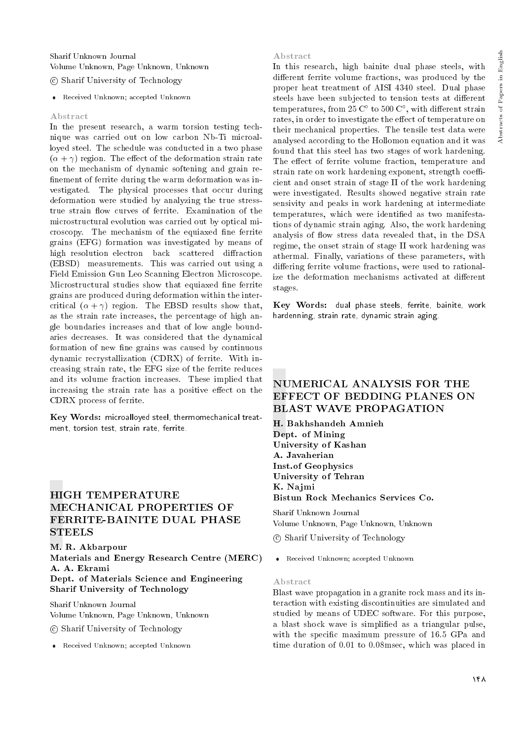Sharif Unknown Journal
Volume Unknown, Page Unknown, Unknown

© Sharif University of Technology

- Received Unknown; accepted Unknown

### Abstract

In the present research, a warm torsion testing technique was carried out on low carbon Nb-Ti microalloyed steel. The schedule was conducted in a two phase $(\alpha + \gamma)$ region. The effect of the deformation strain rate on the mechanism of dynamic softening and grain refinement of ferrite during the warm deformation was investigated. The physical processes that occur during deformation were studied by analyzing the true stress-true strain flow curves of ferrite. Examination of the microstructural evolution was carried out by optical microscopy. The mechanism of the equiaxed fine ferrite grains (EFG) formation was investigated by means of high resolution electron back scattered diffraction (EBSD) measurements. This was carried out using a Field Emission Gun Leo Scanning Electron Microscope. Microstructural studies show that equiaxed fine ferrite grains are produced during deformation within the intercritical $(\alpha + \gamma)$ region. The EBSD results show that, as the strain rate increases, the percentage of high angle boundaries increases and that of low angle boundaries decreases. It was considered that the dynamical formation of new fine grains was caused by continuous dynamic recrystallization (CDRX) of ferrite. With increasing strain rate, the EFG size of the ferrite reduces and its volume fraction increases. These implied that increasing the strain rate has a positive effect on the CDRX process of ferrite.

**Key Words:** microalloyed steel, thermomechanical treatment, torsion test, strain rate, ferrite.

## HIGH TEMPERATURE MECHANICAL PROPERTIES OF FERRITE-BAINITE DUAL PHASE STEELS

**M. R. Akbarpour**
**Materials and Energy Research Centre (MERC)**
**A. A. Ekrami**
**Dept. of Materials Science and Engineering**
**Sharif University of Technology**

Sharif Unknown Journal
Volume Unknown, Page Unknown, Unknown

© Sharif University of Technology

- Received Unknown; accepted Unknown

### Abstract

In this research, high bainite dual phase steels, with different ferrite volume fractions, was produced by the proper heat treatment of AISI 4340 steel. Dual phase steels have been subjected to tension tests at different temperatures, from 25 C° to 500 C°, with different strain rates, in order to investigate the effect of temperature on their mechanical properties. The tensile test data were analysed according to the Hollomon equation and it was found that this steel has two stages of work hardening. The effect of ferrite volume fraction, temperature and strain rate on work hardening exponent, strength coefficient and onset strain of stage II of the work hardening were investigated. Results showed negative strain rate sensivity and peaks in work hardening at intermediate temperatures, which were identified as two manifestations of dynamic strain aging. Also, the work hardening analysis of flow stress data revealed that, in the DSA regime, the onset strain of stage II work hardening was athermal. Finally, variations of these parameters, with differing ferrite volume fractions, were used to rationalize the deformation mechanisms activated at different stages.

**Key Words:** dual phase steels, ferrite, bainite, work hardenning, strain rate, dynamic strain aging.

## NUMERICAL ANALYSIS FOR THE EFFECT OF BEDDING PLANES ON BLAST WAVE PROPAGATION

**H. Bakhshandeh Amnieh**
**Dept. of Mining**
**University of Kashan**
**A. Javaherian**
**Inst.of Geophysics**
**University of Tehran**
**K. Najmi**
**Bistun Rock Mechanics Services Co.**

Sharif Unknown Journal
Volume Unknown, Page Unknown, Unknown

© Sharif University of Technology

- Received Unknown; accepted Unknown

### Abstract

Blast wave propagation in a granite rock mass and its interaction with existing discontinuities are simulated and studied by means of UDEC software. For this purpose, a blast shock wave is simplified as a triangular pulse, with the specific maximum pressure of 16.5 GPa and time duration of 0.01 to 0.08msec, which was placed in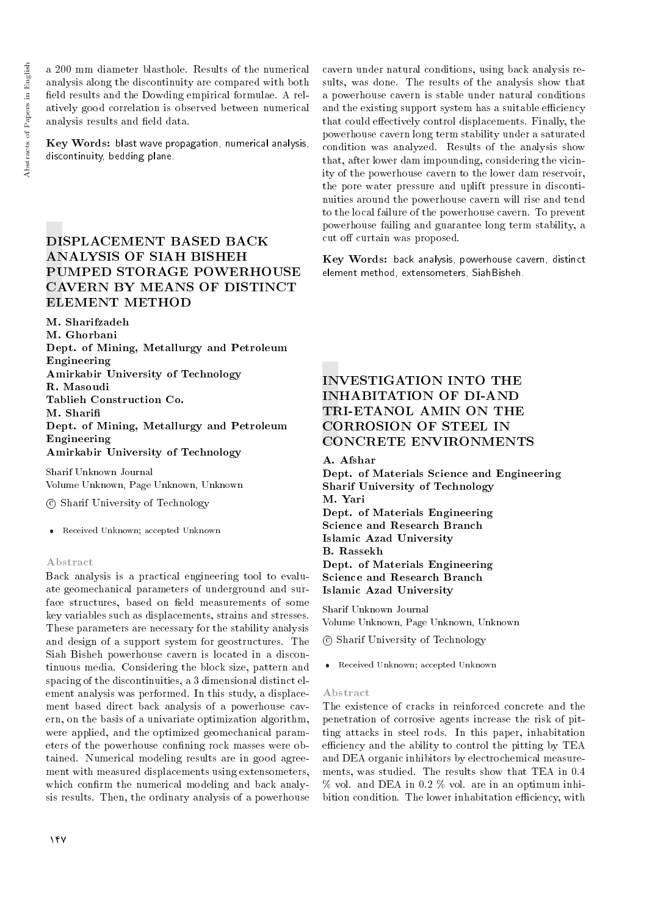a 200 mm diameter blasthole. Results of the numerical analysis along the discontinuity are compared with both field results and the Dowding empirical formulae. A relatively good correlation is observed between numerical analysis results and field data.

**Key Words:** blast wave propagation, numerical analysis, discontinuity, bedding plane.

## DISPLACEMENT BASED BACK ANALYSIS OF SIAH BISHEH PUMPED STORAGE POWERHOUSE CAVERN BY MEANS OF DISTINCT ELEMENT METHOD

**M. Sharifzadeh**
**M. Ghorbani**
**Dept. of Mining, Metallurgy and Petroleum Engineering**
**Amirkabir University of Technology**
**R. Masoudi**
**Tablieh Construction Co.**
**M. Sharifi**
**Dept. of Mining, Metallurgy and Petroleum Engineering**
**Amirkabir University of Technology**

Sharif Unknown Journal
Volume Unknown, Page Unknown, Unknown

© Sharif University of Technology

- Received Unknown; accepted Unknown

### Abstract

Back analysis is a practical engineering tool to evaluate geomechanical parameters of underground and surface structures, based on field measurements of some key variables such as displacements, strains and stresses. These parameters are necessary for the stability analysis and design of a support system for geostructures. The Siah Bisheh powerhouse cavern is located in a discontinuous media. Considering the block size, pattern and spacing of the discontinuities, a 3 dimensional distinct element analysis was performed. In this study, a displacement based direct back analysis of a powerhouse cavern, on the basis of a univariate optimization algorithm, were applied, and the optimized geomechanical parameters of the powerhouse confining rock masses were obtained. Numerical modeling results are in good agreement with measured displacements using extensometers, which confirm the numerical modeling and back analysis results. Then, the ordinary analysis of a powerhouse cavern under natural conditions, using back analysis results, was done. The results of the analysis show that a powerhouse cavern is stable under natural conditions and the existing support system has a suitable efficiency that could effectively control displacements. Finally, the powerhouse cavern long term stability under a saturated condition was analyzed. Results of the analysis show that, after lower dam impounding, considering the vicinity of the powerhouse cavern to the lower dam reservoir, the pore water pressure and uplift pressure in discontinuities around the powerhouse cavern will rise and tend to the local failure of the powerhouse cavern. To prevent powerhouse failing and guarantee long term stability, a cut off curtain was proposed.

**Key Words:** back analysis, powerhouse cavern, distinct element method, extensometers, SiahBisheh.

## INVESTIGATION INTO THE INHABITATION OF DI-AND TRI-ETANOL AMIN ON THE CORROSION OF STEEL IN CONCRETE ENVIRONMENTS

**A. Afshar**
**Dept. of Materials Science and Engineering**
**Sharif University of Technology**
**M. Yari**
**Dept. of Materials Engineering**
**Science and Research Branch**
**Islamic Azad University**
**B. Rassekh**
**Dept. of Materials Engineering**
**Science and Research Branch**
**Islamic Azad University**

Sharif Unknown Journal
Volume Unknown, Page Unknown, Unknown

© Sharif University of Technology

- Received Unknown; accepted Unknown

### Abstract

The existence of cracks in reinforced concrete and the penetration of corrosive agents increase the risk of pitting attacks in steel rods. In this paper, inhabitation efficiency and the ability to control the pitting by TEA and DEA organic inhibitors by electrochemical measurements, was studied. The results show that TEA in 0.4 % vol. and DEA in 0.2 % vol. are in an optimum inhibition condition. The lower inhabitation efficiency, with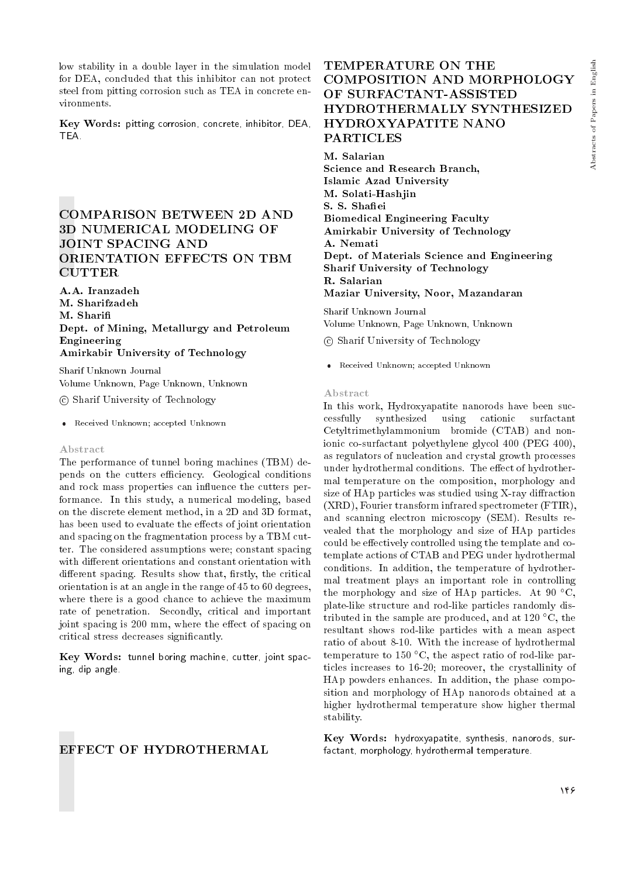low stability in a double layer in the simulation model for DEA, concluded that this inhibitor can not protect steel from pitting corrosion such as TEA in concrete environments.

**Key Words:** pitting corrosion, concrete, inhibitor, DEA, TEA.

# COMPARISON BETWEEN 2D AND 3D NUMERICAL MODELING OF JOINT SPACING AND ORIENTATION EFFECTS ON TBM CUTTER

**A.A. Iranzadeh**
**M. Sharifzadeh**
**M. Sharifi**
**Dept. of Mining, Metallurgy and Petroleum Engineering**
**Amirkabir University of Technology**

Sharif Unknown Journal
Volume Unknown, Page Unknown, Unknown

© Sharif University of Technology

- Received Unknown; accepted Unknown

### Abstract

The performance of tunnel boring machines (TBM) depends on the cutters efficiency. Geological conditions and rock mass properties can influence the cutters performance. In this study, a numerical modeling, based on the discrete element method, in a 2D and 3D format, has been used to evaluate the effects of joint orientation and spacing on the fragmentation process by a TBM cutter. The considered assumptions were; constant spacing with different orientations and constant orientation with different spacing. Results show that, firstly, the critical orientation is at an angle in the range of 45 to 60 degrees, where there is a good chance to achieve the maximum rate of penetration. Secondly, critical and important joint spacing is 200 mm, where the effect of spacing on critical stress decreases significantly.

**Key Words:** tunnel boring machine, cutter, joint spacing, dip angle.

# EFFECT OF HYDROTHERMAL TEMPERATURE ON THE COMPOSITION AND MORPHOLOGY OF SURFACTANT-ASSISTED HYDROTHERMALLY SYNTHESIZED HYDROXYAPATITE NANO PARTICLES

**M. Salarian**
**Science and Research Branch,**
**Islamic Azad University**
**M. Solati-Hashjin**
**S. S. Shafiei**
**Biomedical Engineering Faculty**
**Amirkabir University of Technology**
**A. Nemati**
**Dept. of Materials Science and Engineering**
**Sharif University of Technology**
**R. Salarian**
**Maziar University, Noor, Mazandaran**

Sharif Unknown Journal
Volume Unknown, Page Unknown, Unknown

© Sharif University of Technology

- Received Unknown; accepted Unknown

### Abstract

In this work, Hydroxyapatite nanorods have been successfully synthesized using cationic surfactant Cetyltrimethylammonium bromide (CTAB) and nonionic co-surfactant polyethylene glycol 400 (PEG 400), as regulators of nucleation and crystal growth processes under hydrothermal conditions. The effect of hydrothermal temperature on the composition, morphology and size of HAp particles was studied using X-ray diffraction (XRD), Fourier transform infrared spectrometer (FTIR), and scanning electron microscopy (SEM). Results revealed that the morphology and size of HAp particles could be effectively controlled using the template and cotemplate actions of CTAB and PEG under hydrothermal conditions. In addition, the temperature of hydrothermal treatment plays an important role in controlling the morphology and size of HAp particles. At 90 °C, plate-like structure and rod-like particles randomly distributed in the sample are produced, and at 120 °C, the resultant shows rod-like particles with a mean aspect ratio of about 8-10. With the increase of hydrothermal temperature to 150 °C, the aspect ratio of rod-like particles increases to 16-20; moreover, the crystallinity of HAp powders enhances. In addition, the phase composition and morphology of HAp nanorods obtained at a higher hydrothermal temperature show higher thermal stability.

**Key Words:** hydroxyapatite, synthesis, nanorods, surfactant, morphology, hydrothermal temperature.